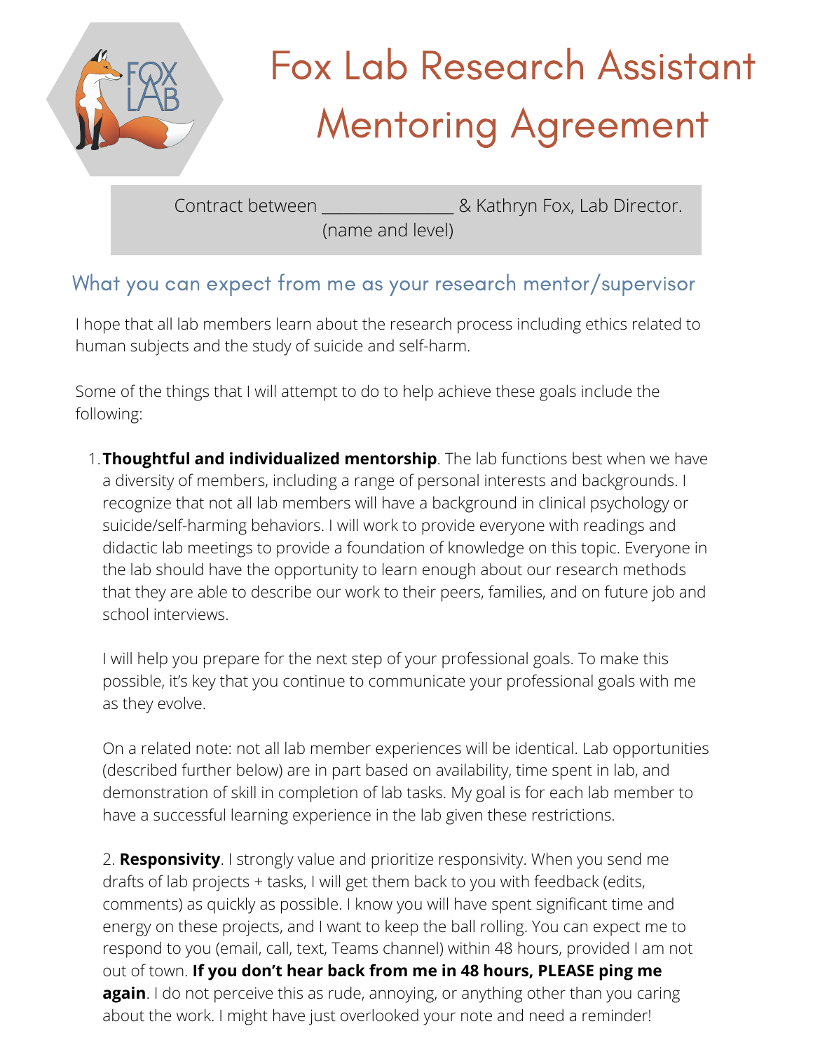# Fox Lab Research Assistant Mentoring Agreement

Contract between _______________ & Kathryn Fox, Lab Director.
(name and level)

## What you can expect from me as your research mentor/supervisor

I hope that all lab members learn about the research process including ethics related to human subjects and the study of suicide and self-harm.

Some of the things that I will attempt to do to help achieve these goals include the following:

1. **Thoughtful and individualized mentorship**. The lab functions best when we have a diversity of members, including a range of personal interests and backgrounds. I recognize that not all lab members will have a background in clinical psychology or suicide/self-harming behaviors. I will work to provide everyone with readings and didactic lab meetings to provide a foundation of knowledge on this topic. Everyone in the lab should have the opportunity to learn enough about our research methods that they are able to describe our work to their peers, families, and on future job and school interviews.

   I will help you prepare for the next step of your professional goals. To make this possible, it's key that you continue to communicate your professional goals with me as they evolve.

   On a related note: not all lab member experiences will be identical. Lab opportunities (described further below) are in part based on availability, time spent in lab, and demonstration of skill in completion of lab tasks. My goal is for each lab member to have a successful learning experience in the lab given these restrictions.

2. **Responsivity**. I strongly value and prioritize responsivity. When you send me drafts of lab projects + tasks, I will get them back to you with feedback (edits, comments) as quickly as possible. I know you will have spent significant time and energy on these projects, and I want to keep the ball rolling. You can expect me to respond to you (email, call, text, Teams channel) within 48 hours, provided I am not out of town. **If you don't hear back from me in 48 hours, PLEASE ping me again**. I do not perceive this as rude, annoying, or anything other than you caring about the work. I might have just overlooked your note and need a reminder!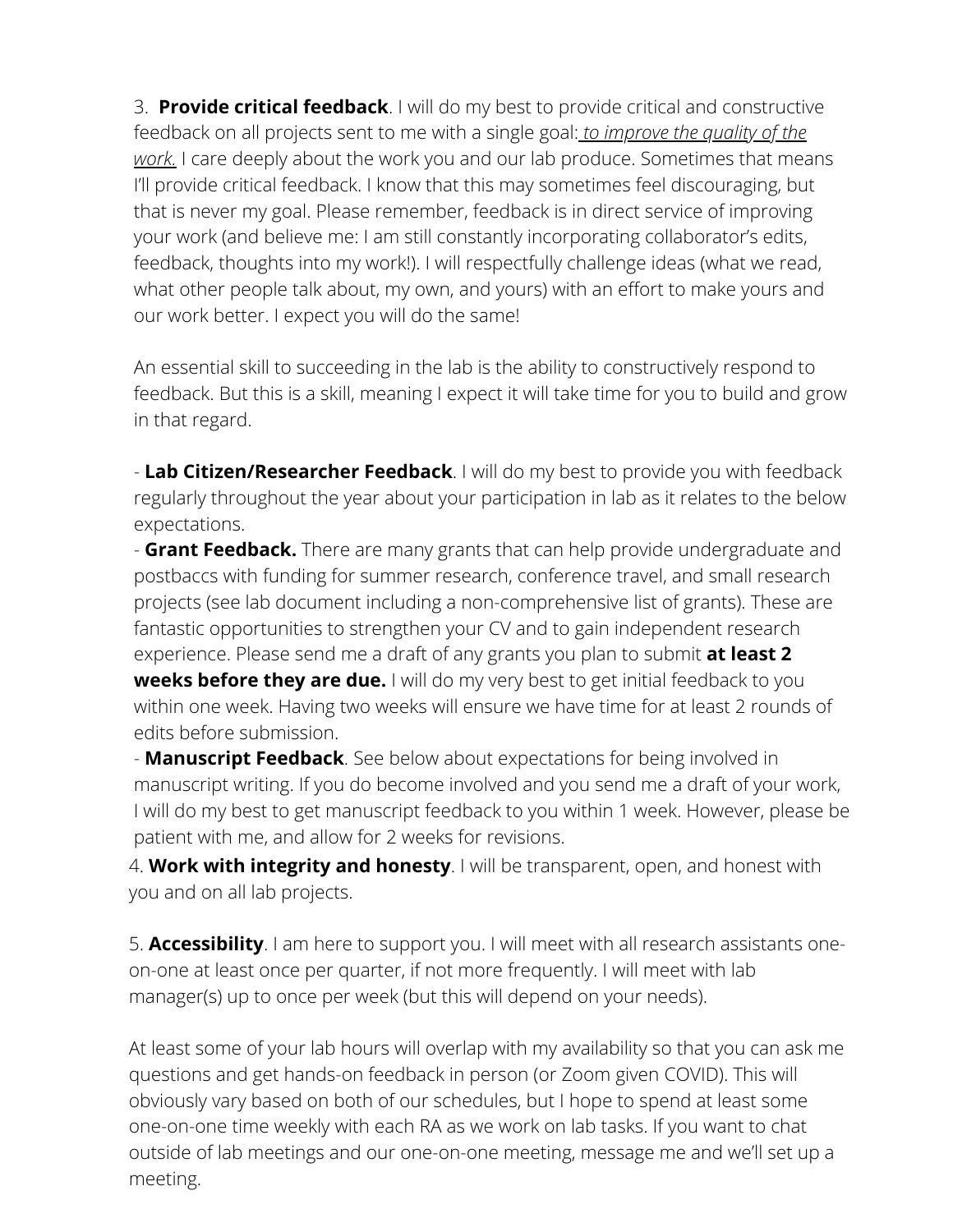3. **Provide critical feedback**. I will do my best to provide critical and constructive feedback on all projects sent to me with a single goal: *to improve the quality of the work.* I care deeply about the work you and our lab produce. Sometimes that means I'll provide critical feedback. I know that this may sometimes feel discouraging, but that is never my goal. Please remember, feedback is in direct service of improving your work (and believe me: I am still constantly incorporating collaborator's edits, feedback, thoughts into my work!). I will respectfully challenge ideas (what we read, what other people talk about, my own, and yours) with an effort to make yours and our work better. I expect you will do the same!

   An essential skill to succeeding in the lab is the ability to constructively respond to feedback. But this is a skill, meaning I expect it will take time for you to build and grow in that regard.

   - **Lab Citizen/Researcher Feedback**. I will do my best to provide you with feedback regularly throughout the year about your participation in lab as it relates to the below expectations.
   - **Grant Feedback.** There are many grants that can help provide undergraduate and postbaccs with funding for summer research, conference travel, and small research projects (see lab document including a non-comprehensive list of grants). These are fantastic opportunities to strengthen your CV and to gain independent research experience. Please send me a draft of any grants you plan to submit **at least 2 weeks before they are due.** I will do my very best to get initial feedback to you within one week. Having two weeks will ensure we have time for at least 2 rounds of edits before submission.
   - **Manuscript Feedback**. See below about expectations for being involved in manuscript writing. If you do become involved and you send me a draft of your work, I will do my best to get manuscript feedback to you within 1 week. However, please be patient with me, and allow for 2 weeks for revisions.

4. **Work with integrity and honesty**. I will be transparent, open, and honest with you and on all lab projects.

5. **Accessibility**. I am here to support you. I will meet with all research assistants one-on-one at least once per quarter, if not more frequently. I will meet with lab manager(s) up to once per week (but this will depend on your needs).

   At least some of your lab hours will overlap with my availability so that you can ask me questions and get hands-on feedback in person (or Zoom given COVID). This will obviously vary based on both of our schedules, but I hope to spend at least some one-on-one time weekly with each RA as we work on lab tasks. If you want to chat outside of lab meetings and our one-on-one meeting, message me and we'll set up a meeting.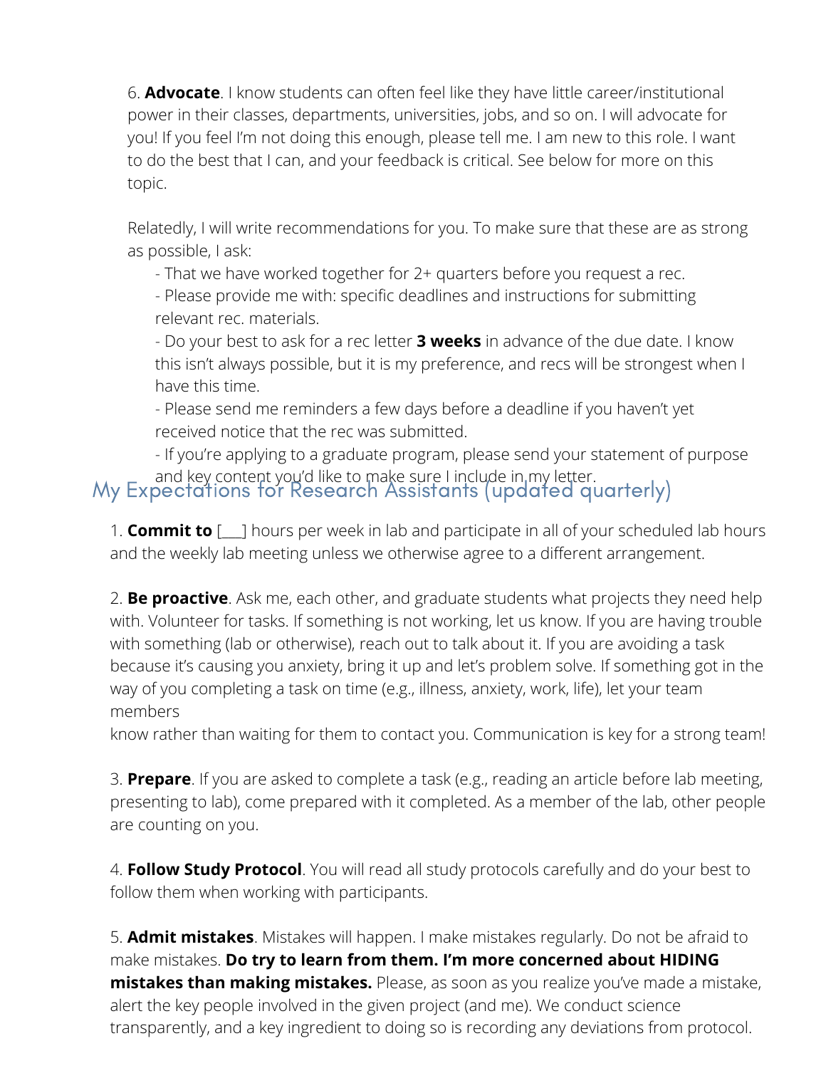6. **Advocate**. I know students can often feel like they have little career/institutional power in their classes, departments, universities, jobs, and so on. I will advocate for you! If you feel I'm not doing this enough, please tell me. I am new to this role. I want to do the best that I can, and your feedback is critical. See below for more on this topic.

Relatedly, I will write recommendations for you. To make sure that these are as strong as possible, I ask:

- That we have worked together for 2+ quarters before you request a rec.
- Please provide me with: specific deadlines and instructions for submitting relevant rec. materials.
- Do your best to ask for a rec letter **3 weeks** in advance of the due date. I know this isn't always possible, but it is my preference, and recs will be strongest when I have this time.
- Please send me reminders a few days before a deadline if you haven't yet received notice that the rec was submitted.
- If you're applying to a graduate program, please send your statement of purpose and key content you'd like to make sure I include in my letter.

## My Expectations for Research Assistants (updated quarterly)

1. **Commit to** [___] hours per week in lab and participate in all of your scheduled lab hours and the weekly lab meeting unless we otherwise agree to a different arrangement.

2. **Be proactive**. Ask me, each other, and graduate students what projects they need help with. Volunteer for tasks. If something is not working, let us know. If you are having trouble with something (lab or otherwise), reach out to talk about it. If you are avoiding a task because it's causing you anxiety, bring it up and let's problem solve. If something got in the way of you completing a task on time (e.g., illness, anxiety, work, life), let your team members know rather than waiting for them to contact you. Communication is key for a strong team!

3. **Prepare**. If you are asked to complete a task (e.g., reading an article before lab meeting, presenting to lab), come prepared with it completed. As a member of the lab, other people are counting on you.

4. **Follow Study Protocol**. You will read all study protocols carefully and do your best to follow them when working with participants.

5. **Admit mistakes**. Mistakes will happen. I make mistakes regularly. Do not be afraid to make mistakes. **Do try to learn from them. I'm more concerned about HIDING mistakes than making mistakes.** Please, as soon as you realize you've made a mistake, alert the key people involved in the given project (and me). We conduct science transparently, and a key ingredient to doing so is recording any deviations from protocol.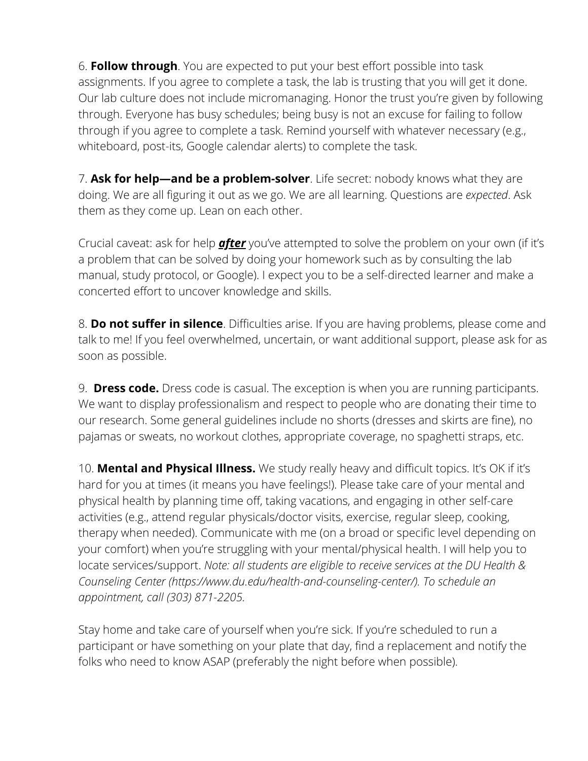6. **Follow through**. You are expected to put your best effort possible into task assignments. If you agree to complete a task, the lab is trusting that you will get it done. Our lab culture does not include micromanaging. Honor the trust you're given by following through. Everyone has busy schedules; being busy is not an excuse for failing to follow through if you agree to complete a task. Remind yourself with whatever necessary (e.g., whiteboard, post-its, Google calendar alerts) to complete the task.

7. **Ask for help—and be a problem-solver**. Life secret: nobody knows what they are doing. We are all figuring it out as we go. We are all learning. Questions are *expected*. Ask them as they come up. Lean on each other.

Crucial caveat: ask for help ***<u>after</u>*** you've attempted to solve the problem on your own (if it's a problem that can be solved by doing your homework such as by consulting the lab manual, study protocol, or Google). I expect you to be a self-directed learner and make a concerted effort to uncover knowledge and skills.

8. **Do not suffer in silence**. Difficulties arise. If you are having problems, please come and talk to me! If you feel overwhelmed, uncertain, or want additional support, please ask for as soon as possible.

9. **Dress code.** Dress code is casual. The exception is when you are running participants. We want to display professionalism and respect to people who are donating their time to our research. Some general guidelines include no shorts (dresses and skirts are fine), no pajamas or sweats, no workout clothes, appropriate coverage, no spaghetti straps, etc.

10. **Mental and Physical Illness.** We study really heavy and difficult topics. It's OK if it's hard for you at times (it means you have feelings!). Please take care of your mental and physical health by planning time off, taking vacations, and engaging in other self-care activities (e.g., attend regular physicals/doctor visits, exercise, regular sleep, cooking, therapy when needed). Communicate with me (on a broad or specific level depending on your comfort) when you're struggling with your mental/physical health. I will help you to locate services/support. *Note: all students are eligible to receive services at the DU Health & Counseling Center (https://www.du.edu/health-and-counseling-center/). To schedule an appointment, call (303) 871-2205.*

Stay home and take care of yourself when you're sick. If you're scheduled to run a participant or have something on your plate that day, find a replacement and notify the folks who need to know ASAP (preferably the night before when possible).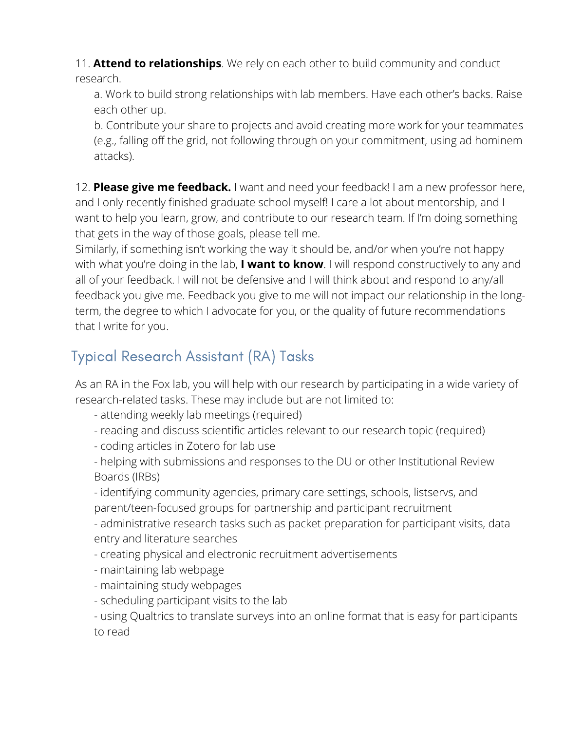11. **Attend to relationships**. We rely on each other to build community and conduct research.

    a. Work to build strong relationships with lab members. Have each other's backs. Raise each other up.

    b. Contribute your share to projects and avoid creating more work for your teammates (e.g., falling off the grid, not following through on your commitment, using ad hominem attacks).

12. **Please give me feedback.** I want and need your feedback! I am a new professor here, and I only recently finished graduate school myself! I care a lot about mentorship, and I want to help you learn, grow, and contribute to our research team. If I'm doing something that gets in the way of those goals, please tell me.
Similarly, if something isn't working the way it should be, and/or when you're not happy with what you're doing in the lab, **I want to know**. I will respond constructively to any and all of your feedback. I will not be defensive and I will think about and respond to any/all feedback you give me. Feedback you give to me will not impact our relationship in the long-term, the degree to which I advocate for you, or the quality of future recommendations that I write for you.

## Typical Research Assistant (RA) Tasks

As an RA in the Fox lab, you will help with our research by participating in a wide variety of research-related tasks. These may include but are not limited to:

- attending weekly lab meetings (required)
- reading and discuss scientific articles relevant to our research topic (required)
- coding articles in Zotero for lab use
- helping with submissions and responses to the DU or other Institutional Review Boards (IRBs)
- identifying community agencies, primary care settings, schools, listservs, and parent/teen-focused groups for partnership and participant recruitment
- administrative research tasks such as packet preparation for participant visits, data entry and literature searches
- creating physical and electronic recruitment advertisements
- maintaining lab webpage
- maintaining study webpages
- scheduling participant visits to the lab
- using Qualtrics to translate surveys into an online format that is easy for participants to read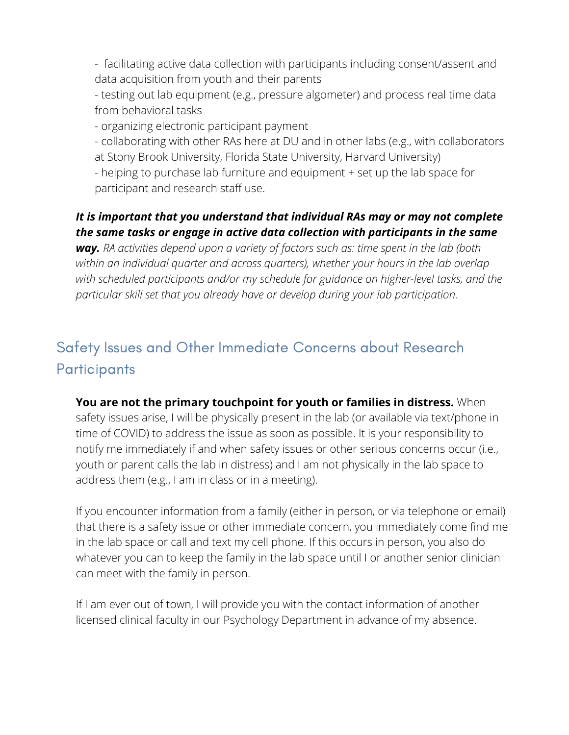- facilitating active data collection with participants including consent/assent and data acquisition from youth and their parents
- testing out lab equipment (e.g., pressure algometer) and process real time data from behavioral tasks
- organizing electronic participant payment
- collaborating with other RAs here at DU and in other labs (e.g., with collaborators at Stony Brook University, Florida State University, Harvard University)
- helping to purchase lab furniture and equipment + set up the lab space for participant and research staff use.

***It is important that you understand that individual RAs may or may not complete the same tasks or engage in active data collection with participants in the same way.*** *RA activities depend upon a variety of factors such as: time spent in the lab (both within an individual quarter and across quarters), whether your hours in the lab overlap with scheduled participants and/or my schedule for guidance on higher-level tasks, and the particular skill set that you already have or develop during your lab participation.*

## Safety Issues and Other Immediate Concerns about Research Participants

**You are not the primary touchpoint for youth or families in distress.** When safety issues arise, I will be physically present in the lab (or available via text/phone in time of COVID) to address the issue as soon as possible. It is your responsibility to notify me immediately if and when safety issues or other serious concerns occur (i.e., youth or parent calls the lab in distress) and I am not physically in the lab space to address them (e.g., I am in class or in a meeting).

If you encounter information from a family (either in person, or via telephone or email) that there is a safety issue or other immediate concern, you immediately come find me in the lab space or call and text my cell phone. If this occurs in person, you also do whatever you can to keep the family in the lab space until I or another senior clinician can meet with the family in person.

If I am ever out of town, I will provide you with the contact information of another licensed clinical faculty in our Psychology Department in advance of my absence.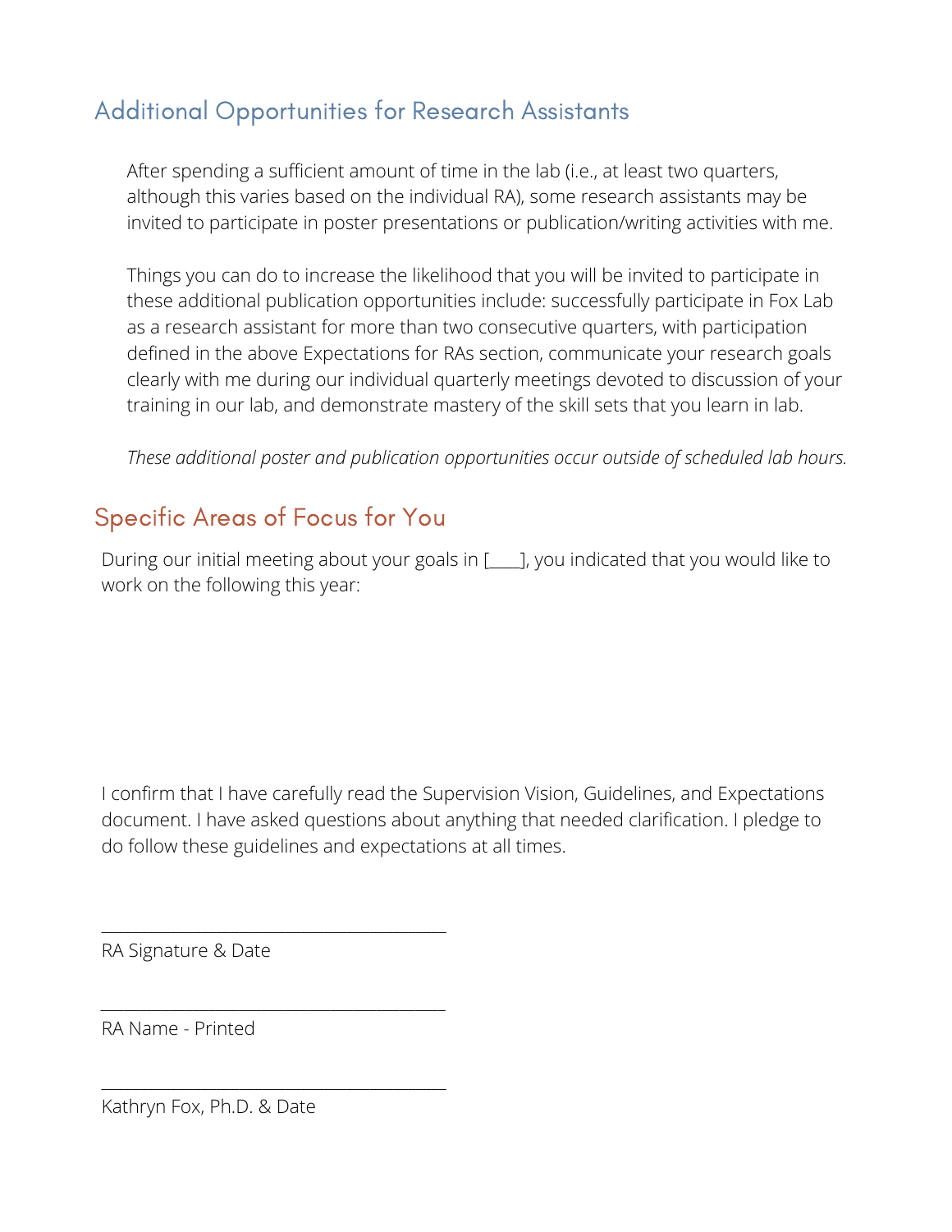## Additional Opportunities for Research Assistants

After spending a sufficient amount of time in the lab (i.e., at least two quarters, although this varies based on the individual RA), some research assistants may be invited to participate in poster presentations or publication/writing activities with me.

Things you can do to increase the likelihood that you will be invited to participate in these additional publication opportunities include: successfully participate in Fox Lab as a research assistant for more than two consecutive quarters, with participation defined in the above Expectations for RAs section, communicate your research goals clearly with me during our individual quarterly meetings devoted to discussion of your training in our lab, and demonstrate mastery of the skill sets that you learn in lab.

*These additional poster and publication opportunities occur outside of scheduled lab hours.*

## Specific Areas of Focus for You

During our initial meeting about your goals in [____], you indicated that you would like to work on the following this year:

I confirm that I have carefully read the Supervision Vision, Guidelines, and Expectations document. I have asked questions about anything that needed clarification. I pledge to do follow these guidelines and expectations at all times.

_______________________________________

RA Signature & Date

_______________________________________

RA Name - Printed

_______________________________________

Kathryn Fox, Ph.D. & Date